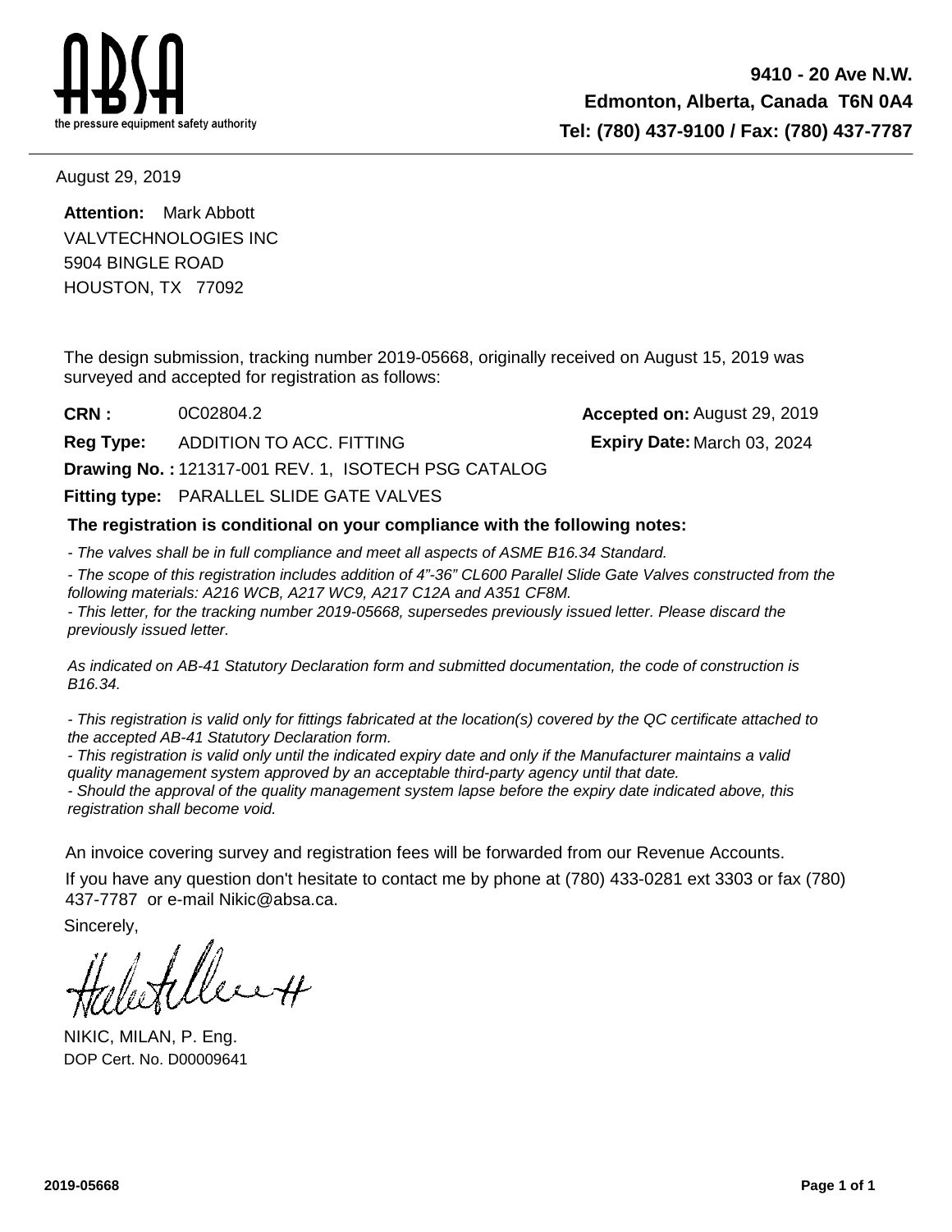ABSA
the pressure equipment safety authority

**9410 - 20 Ave N.W.**
**Edmonton, Alberta, Canada T6N 0A4**
**Tel: (780) 437-9100 / Fax: (780) 437-7787**

August 29, 2019

**Attention:** Mark Abbott
VALVTECHNOLOGIES INC
5904 BINGLE ROAD
HOUSTON, TX 77092

The design submission, tracking number 2019-05668, originally received on August 15, 2019 was surveyed and accepted for registration as follows:

**CRN :** 0C02804.2

**Accepted on:** August 29, 2019

**Reg Type:** ADDITION TO ACC. FITTING

**Expiry Date:** March 03, 2024

**Drawing No. :** 121317-001 REV. 1, ISOTECH PSG CATALOG

**Fitting type:** PARALLEL SLIDE GATE VALVES

**The registration is conditional on your compliance with the following notes:**

*- The valves shall be in full compliance and meet all aspects of ASME B16.34 Standard.*

*- The scope of this registration includes addition of 4”-36” CL600 Parallel Slide Gate Valves constructed from the following materials: A216 WCB, A217 WC9, A217 C12A and A351 CF8M.*

*- This letter, for the tracking number 2019-05668, supersedes previously issued letter. Please discard the previously issued letter.*

*As indicated on AB-41 Statutory Declaration form and submitted documentation, the code of construction is B16.34.*

*- This registration is valid only for fittings fabricated at the location(s) covered by the QC certificate attached to the accepted AB-41 Statutory Declaration form.*

*- This registration is valid only until the indicated expiry date and only if the Manufacturer maintains a valid quality management system approved by an acceptable third-party agency until that date.*

*- Should the approval of the quality management system lapse before the expiry date indicated above, this registration shall become void.*

An invoice covering survey and registration fees will be forwarded from our Revenue Accounts.

If you have any question don't hesitate to contact me by phone at (780) 433-0281 ext 3303 or fax (780) 437-7787 or e-mail Nikic@absa.ca.

Sincerely,

NIKIC, MILAN, P. Eng.
DOP Cert. No. D00009641

2019-05668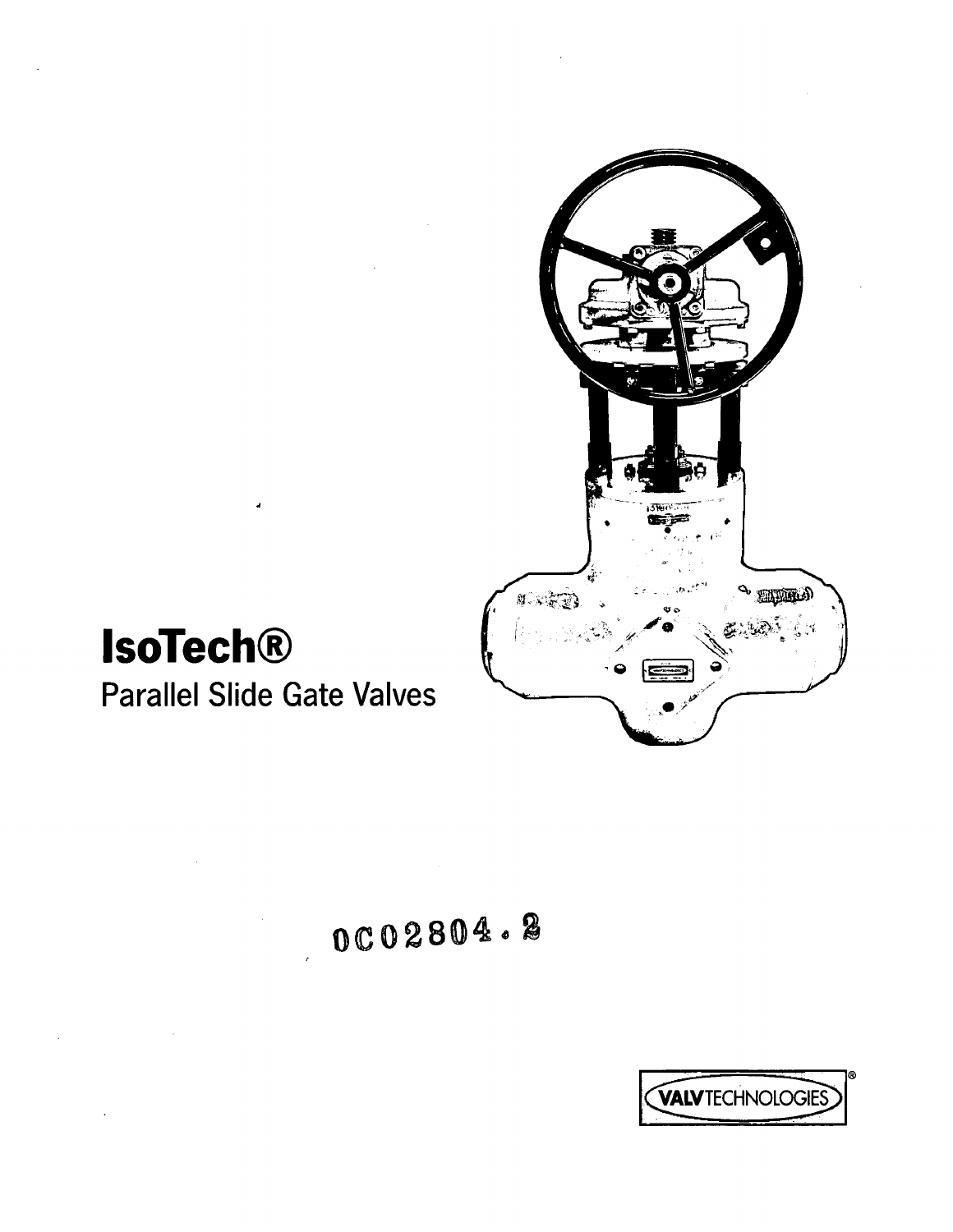# IsoTech®

Parallel Slide Gate Valves

0C02804.2

VALVTECHNOLOGIES®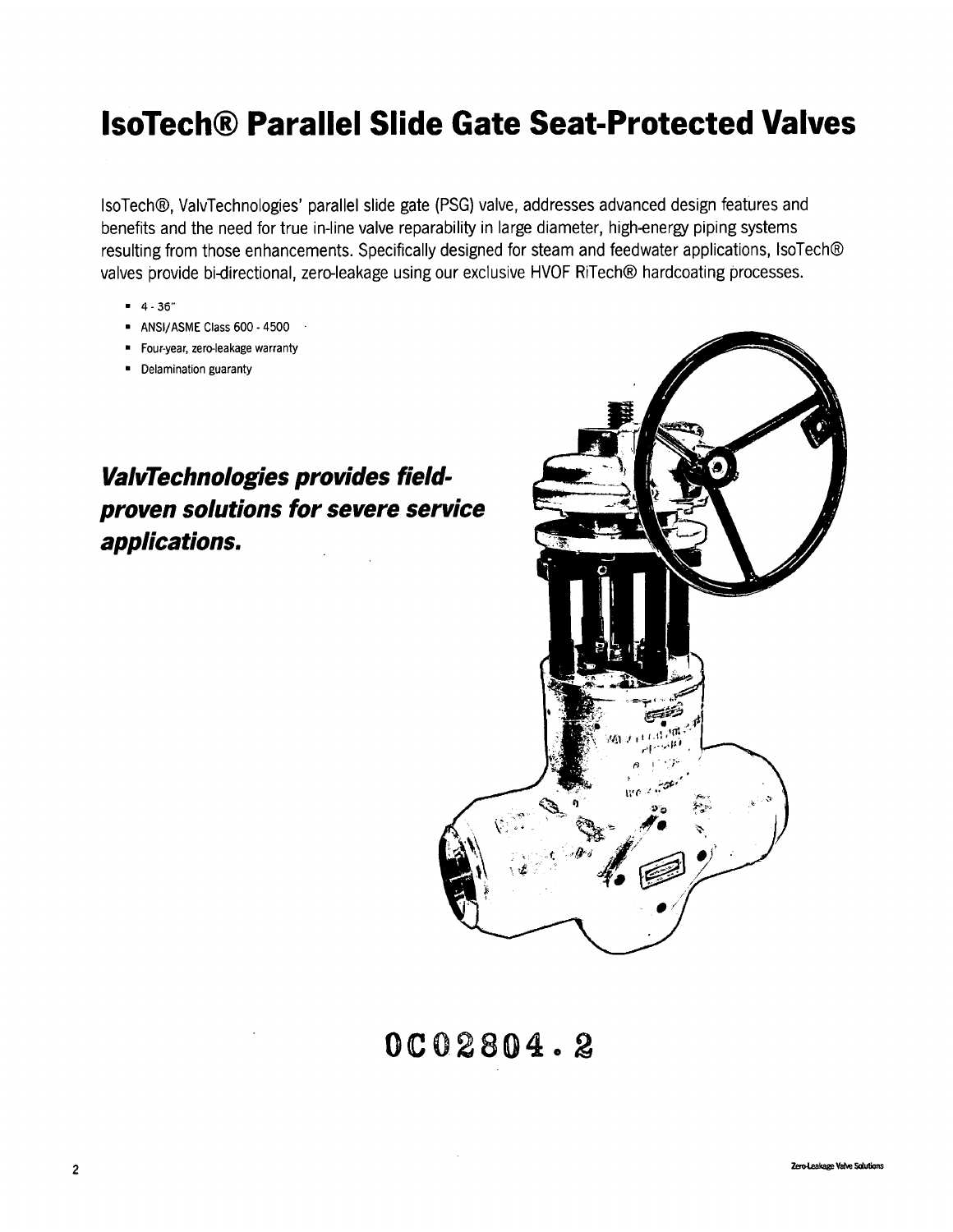# IsoTech® Parallel Slide Gate Seat-Protected Valves

IsoTech®, ValvTechnologies' parallel slide gate (PSG) valve, addresses advanced design features and benefits and the need for true in-line valve reparability in large diameter, high-energy piping systems resulting from those enhancements. Specifically designed for steam and feedwater applications, IsoTech® valves provide bi-directional, zero-leakage using our exclusive HVOF RiTech® hardcoating processes.

- 4 - 36"
- ANSI/ASME Class 600 - 4500
- Four-year, zero-leakage warranty
- Delamination guaranty

***ValvTechnologies provides field-proven solutions for severe service applications.***

0C02804.2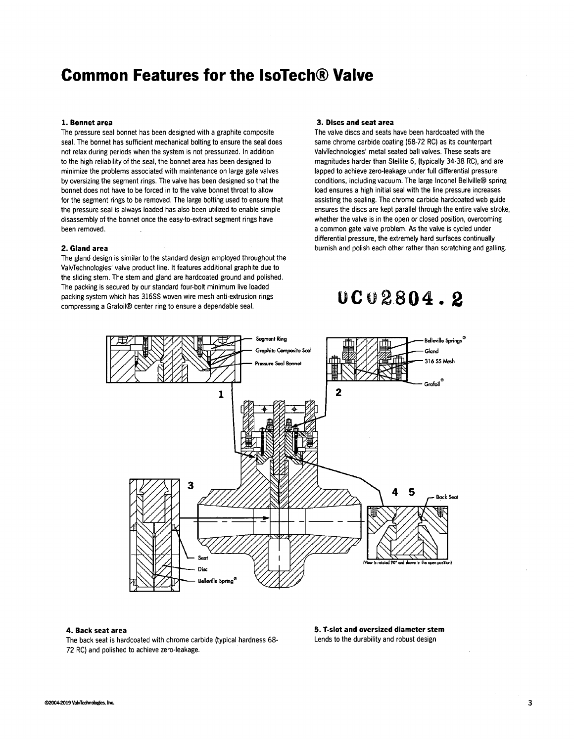# Common Features for the IsoTech® Valve

### 1. Bonnet area

The pressure seal bonnet has been designed with a graphite composite seal. The bonnet has sufficient mechanical bolting to ensure the seal does not relax during periods when the system is not pressurized. In addition to the high reliability of the seal, the bonnet area has been designed to minimize the problems associated with maintenance on large gate valves by oversizing the segment rings. The valve has been designed so that the bonnet does not have to be forced in to the valve bonnet throat to allow for the segment rings to be removed. The large bolting used to ensure that the pressure seal is always loaded has also been utilized to enable simple disassembly of the bonnet once the easy-to-extract segment rings have been removed.

### 2. Gland area

The gland design is similar to the standard design employed throughout the ValvTechnologies' valve product line. It features additional graphite due to the sliding stem. The stem and gland are hardcoated ground and polished. The packing is secured by our standard four-bolt minimum live loaded packing system which has 316SS woven wire mesh anti-extrusion rings compressing a Grafoil® center ring to ensure a dependable seal.

### 3. Discs and seat area

The valve discs and seats have been hardcoated with the same chrome carbide coating (68-72 RC) as its counterpart ValvTechnologies' metal seated ball valves. These seats are magnitudes harder than Stellite 6, (typically 34-38 RC), and are lapped to achieve zero-leakage under full differential pressure conditions, including vacuum. The large Inconel Bellville® spring load ensures a high initial seal with the line pressure increases assisting the sealing. The chrome carbide hardcoated web guide ensures the discs are kept parallel through the entire valve stroke, whether the valve is in the open or closed position, overcoming a common gate valve problem. As the valve is cycled under differential pressure, the extremely hard surfaces continually burnish and polish each other rather than scratching and galling.

UCU2804.2

Segment Ring
Graphite Composite Seal
Pressure Seal Bonnet
1

Belleville Springs®
Gland
316 SS Mesh
Grafoil®
2

3
Seat
Disc
Belleville Spring®

4 5
Back Seat
(View is rotated 90° and shown in the open position)

### 4. Back seat area

The back seat is hardcoated with chrome carbide (typical hardness 68-72 RC) and polished to achieve zero-leakage.

### 5. T-slot and oversized diameter stem

Lends to the durability and robust design

©2004-2019 ValvTechnologies, Inc.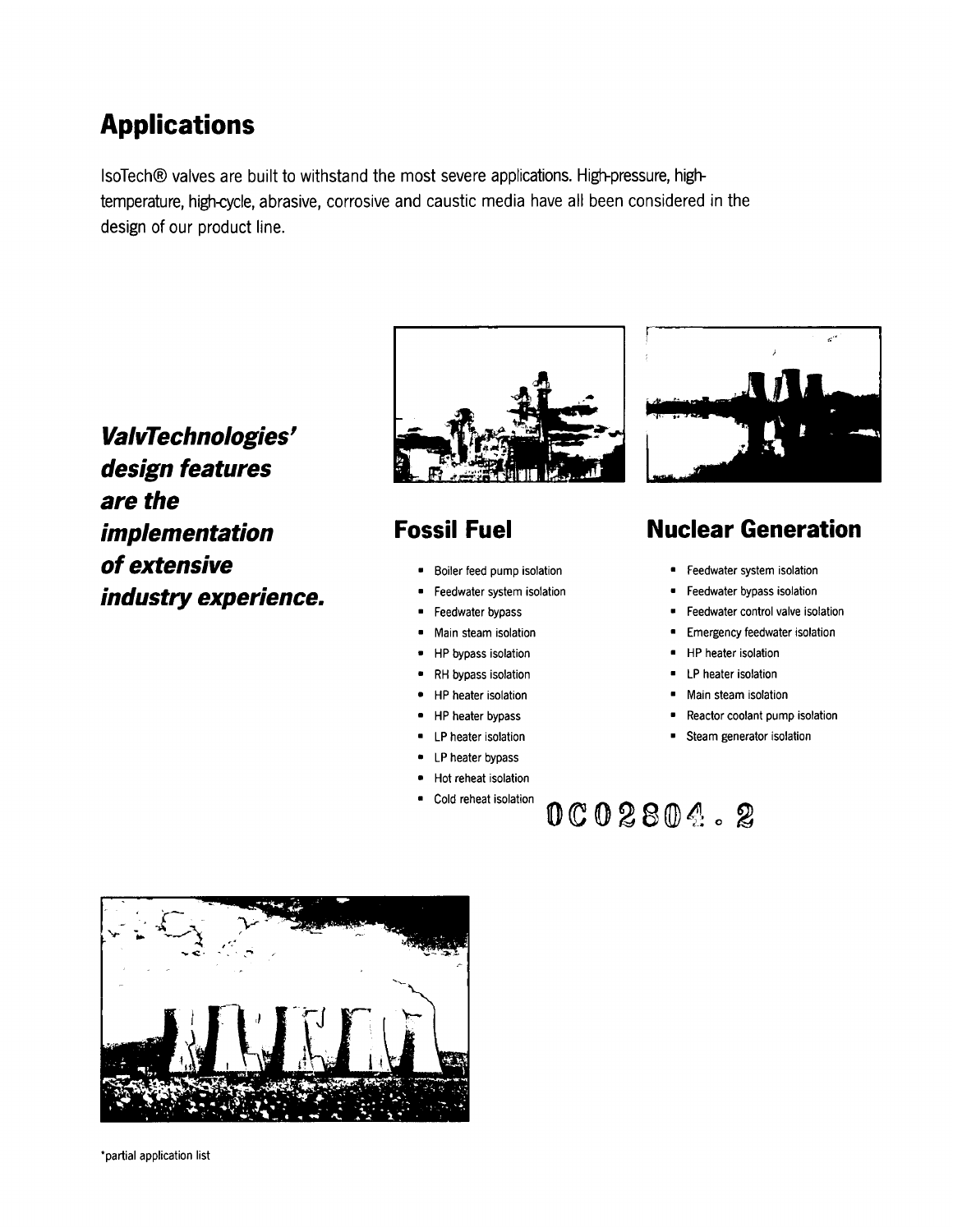# Applications

IsoTech® valves are built to withstand the most severe applications. High-pressure, high-temperature, high-cycle, abrasive, corrosive and caustic media have all been considered in the design of our product line.

***ValvTechnologies' design features are the implementation of extensive industry experience.***

## Fossil Fuel

- Boiler feed pump isolation
- Feedwater system isolation
- Feedwater bypass
- Main steam isolation
- HP bypass isolation
- RH bypass isolation
- HP heater isolation
- HP heater bypass
- LP heater isolation
- LP heater bypass
- Hot reheat isolation
- Cold reheat isolation

## Nuclear Generation

- Feedwater system isolation
- Feedwater bypass isolation
- Feedwater control valve isolation
- Emergency feedwater isolation
- HP heater isolation
- LP heater isolation
- Main steam isolation
- Reactor coolant pump isolation
- Steam generator isolation

0C02804.2

*partial application list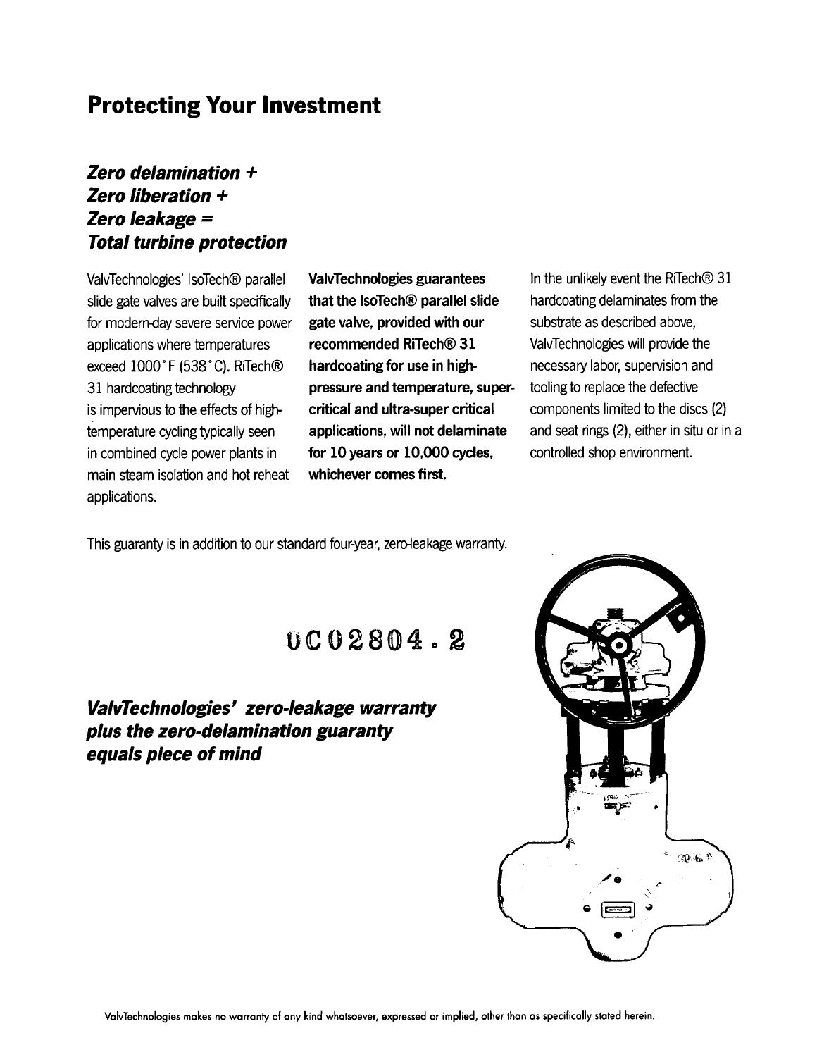# Protecting Your Investment

## *Zero delamination +*
## *Zero liberation +*
## *Zero leakage =*
## *Total turbine protection*

ValvTechnologies' IsoTech® parallel slide gate valves are built specifically for modern-day severe service power applications where temperatures exceed 1000˚F (538˚C). RiTech® 31 hardcoating technology is impervious to the effects of high-temperature cycling typically seen in combined cycle power plants in main steam isolation and hot reheat applications.

**ValvTechnologies guarantees that the IsoTech® parallel slide gate valve, provided with our recommended RiTech® 31 hardcoating for use in high-pressure and temperature, super-critical and ultra-super critical applications, will not delaminate for 10 years or 10,000 cycles, whichever comes first.**

In the unlikely event the RiTech® 31 hardcoating delaminates from the substrate as described above, ValvTechnologies will provide the necessary labor, supervision and tooling to replace the defective components limited to the discs (2) and seat rings (2), either in situ or in a controlled shop environment.

This guaranty is in addition to our standard four-year, zero-leakage warranty.

UC02804.2

## *ValvTechnologies' zero-leakage warranty plus the zero-delamination guaranty equals piece of mind*

ValvTechnologies makes no warranty of any kind whatsoever, expressed or implied, other than as specifically stated herein.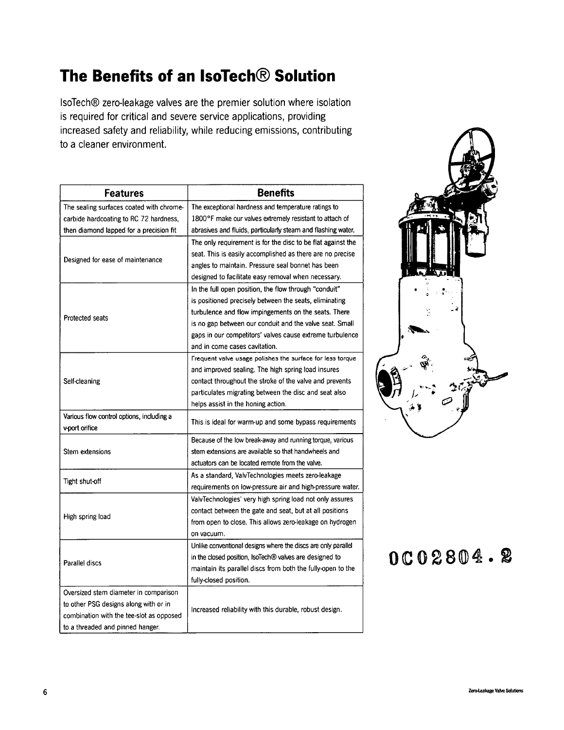# The Benefits of an IsoTech® Solution

IsoTech® zero-leakage valves are the premier solution where isolation is required for critical and severe service applications, providing increased safety and reliability, while reducing emissions, contributing to a cleaner environment.

| Features | Benefits |
|---|---|
| The sealing surfaces coated with chrome-carbide hardcoating to RC 72 hardness, then diamond lapped for a precision fit | The exceptional hardness and temperature ratings to 1800°F make our valves extremely resistant to attach of abrasives and fluids, particularly steam and flashing water. |
| Designed for ease of maintenance | The only requirement is for the disc to be flat against the seat. This is easily accomplished as there are no precise angles to maintain. Pressure seal bonnet has been designed to facilitate easy removal when necessary. |
| Protected seats | In the full open position, the flow through "conduit" is positioned precisely between the seats, eliminating turbulence and flow impingements on the seats. There is no gap between our conduit and the valve seat. Small gaps in our competitors' valves cause extreme turbulence and in come cases cavitation. |
| Self-cleaning | Frequent valve usage polishes the surface for less torque and improved sealing. The high spring load insures contact throughout the stroke of the valve and prevents particulates migrating between the disc and seat also helps assist in the honing action. |
| Various flow control options, including a v-port orifice | This is ideal for warm-up and some bypass requirements |
| Stem extensions | Because of the low break-away and running torque, various stem extensions are available so that handwheels and actuators can be located remote from the valve. |
| Tight shut-off | As a standard, ValvTechnologies meets zero-leakage requirements on low-pressure air and high-pressure water. |
| High spring load | ValvTechnologies' very high spring load not only assures contact between the gate and seat, but at all positions from open to close. This allows zero-leakage on hydrogen on vacuum. |
| Parallel discs | Unlike conventional designs where the discs are only parallel in the closed position, IsoTech® valves are designed to maintain its parallel discs from both the fully-open to the fully-closed position. |
| Oversized stem diameter in comparison to other PSG designs along with or in combination with the tee-slot as opposed to a threaded and pinned hanger. | Increased reliability with this durable, robust design. |

0C02804.2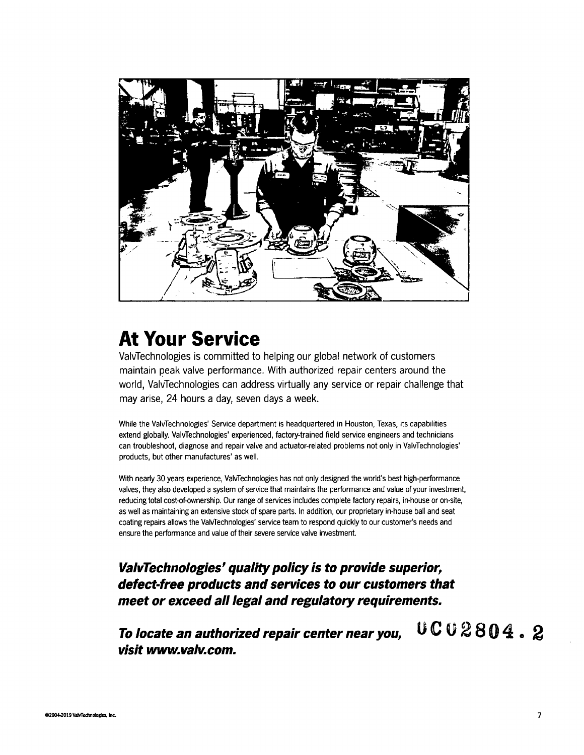## At Your Service

ValvTechnologies is committed to helping our global network of customers maintain peak valve performance. With authorized repair centers around the world, ValvTechnologies can address virtually any service or repair challenge that may arise, 24 hours a day, seven days a week.

While the ValvTechnologies' Service department is headquartered in Houston, Texas, its capabilities extend globally. ValvTechnologies' experienced, factory-trained field service engineers and technicians can troubleshoot, diagnose and repair valve and actuator-related problems not only in ValvTechnologies' products, but other manufactures' as well.

With nearly 30 years experience, ValvTechnologies has not only designed the world's best high-performance valves, they also developed a system of service that maintains the performance and value of your investment, reducing total cost-of-ownership. Our range of services includes complete factory repairs, in-house or on-site, as well as maintaining an extensive stock of spare parts. In addition, our proprietary in-house ball and seat coating repairs allows the ValvTechnologies' service team to respond quickly to our customer's needs and ensure the performance and value of their severe service valve investment.

***ValvTechnologies' quality policy is to provide superior, defect-free products and services to our customers that meet or exceed all legal and regulatory requirements.***

***To locate an authorized repair center near you, visit www.valv.com.***

UC02804.2

©2004-2019 ValvTechnologies, Inc.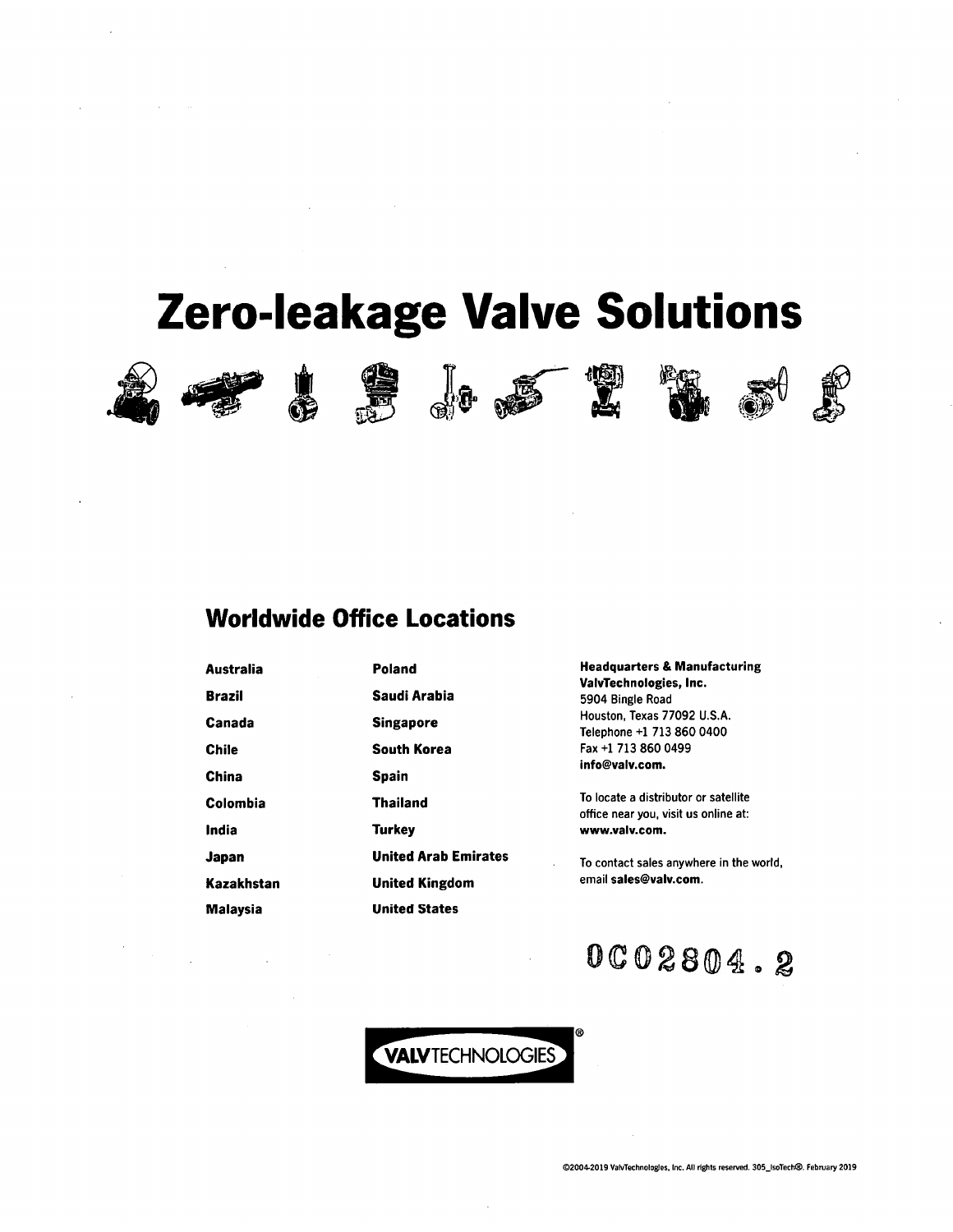# Zero-leakage Valve Solutions

## Worldwide Office Locations

- Australia
- Brazil
- Canada
- Chile
- China
- Colombia
- India
- Japan
- Kazakhstan
- Malaysia
- Poland
- Saudi Arabia
- Singapore
- South Korea
- Spain
- Thailand
- Turkey
- United Arab Emirates
- United Kingdom
- United States

**Headquarters & Manufacturing**
**ValvTechnologies, Inc.**
5904 Bingle Road
Houston, Texas 77092 U.S.A.
Telephone +1 713 860 0400
Fax +1 713 860 0499
**info@valv.com.**

To locate a distributor or satellite office near you, visit us online at: **www.valv.com.**

To contact sales anywhere in the world, email **sales@valv.com.**

0C02804.2

VALVTECHNOLOGIES®

©2004-2019 ValvTechnologies, Inc. All rights reserved. 305_IsoTech®. February 2019